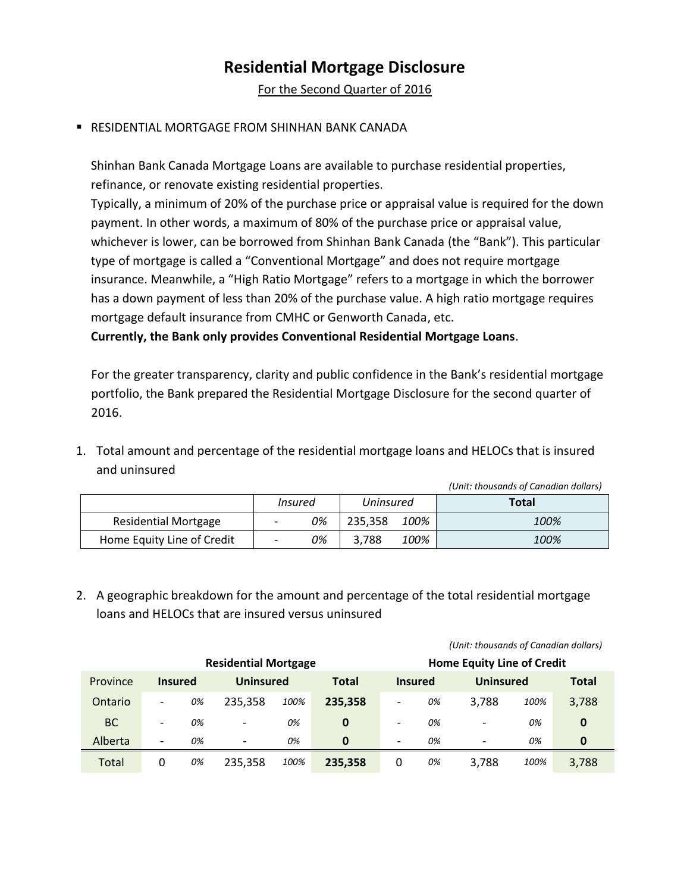# Residential Mortgage Disclosure

For the Second Quarter of 2016

- RESIDENTIAL MORTGAGE FROM SHINHAN BANK CANADA

Shinhan Bank Canada Mortgage Loans are available to purchase residential properties, refinance, or renovate existing residential properties.
Typically, a minimum of 20% of the purchase price or appraisal value is required for the down payment. In other words, a maximum of 80% of the purchase price or appraisal value, whichever is lower, can be borrowed from Shinhan Bank Canada (the "Bank"). This particular type of mortgage is called a "Conventional Mortgage" and does not require mortgage insurance. Meanwhile, a "High Ratio Mortgage" refers to a mortgage in which the borrower has a down payment of less than 20% of the purchase value. A high ratio mortgage requires mortgage default insurance from CMHC or Genworth Canada, etc.
**Currently, the Bank only provides Conventional Residential Mortgage Loans**.

For the greater transparency, clarity and public confidence in the Bank's residential mortgage portfolio, the Bank prepared the Residential Mortgage Disclosure for the second quarter of 2016.

1. Total amount and percentage of the residential mortgage loans and HELOCs that is insured and uninsured

*(Unit: thousands of Canadian dollars)*

| | *Insured* | | *Uninsured* | | **Total** |
|---|---|---|---|---|---|
| Residential Mortgage | - | *0%* | 235,358 | *100%* | *100%* |
| Home Equity Line of Credit | - | *0%* | 3,788 | *100%* | *100%* |

2. A geographic breakdown for the amount and percentage of the total residential mortgage loans and HELOCs that are insured versus uninsured

*(Unit: thousands of Canadian dollars)*

| | **Residential Mortgage** | | | | | **Home Equity Line of Credit** | | | | |
|---|---|---|---|---|---|---|---|---|---|---|
| Province | **Insured** | | **Uninsured** | | **Total** | **Insured** | | **Uninsured** | | **Total** |
| Ontario | - | *0%* | 235,358 | *100%* | **235,358** | - | *0%* | 3,788 | *100%* | 3,788 |
| BC | - | *0%* | - | *0%* | **0** | - | *0%* | - | *0%* | **0** |
| Alberta | - | *0%* | - | *0%* | **0** | - | *0%* | - | *0%* | **0** |
| Total | 0 | *0%* | 235,358 | *100%* | **235,358** | 0 | *0%* | 3,788 | *100%* | 3,788 |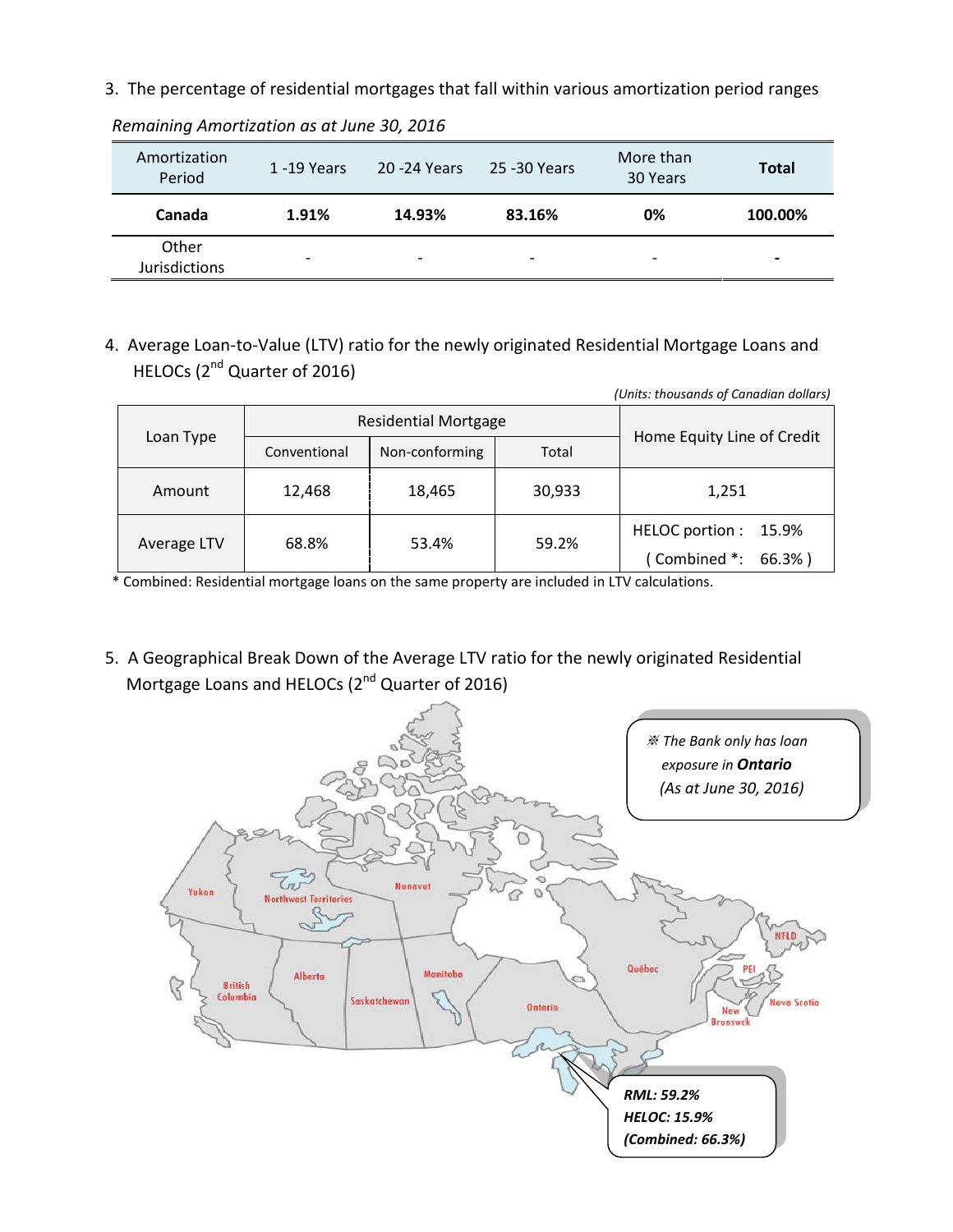3. The percentage of residential mortgages that fall within various amortization period ranges

*Remaining Amortization as at June 30, 2016*

| Amortization Period | 1 -19 Years | 20 -24 Years | 25 -30 Years | More than 30 Years | **Total** |
|---|---|---|---|---|---|
| **Canada** | **1.91%** | **14.93%** | **83.16%** | **0%** | **100.00%** |
| Other Jurisdictions | - | - | - | - | **-** |

4. Average Loan-to-Value (LTV) ratio for the newly originated Residential Mortgage Loans and HELOCs (2nd Quarter of 2016)

*(Units: thousands of Canadian dollars)*

| Loan Type | Residential Mortgage | | | Home Equity Line of Credit |
|---|---|---|---|---|
| | Conventional | Non-conforming | Total | |
| Amount | 12,468 | 18,465 | 30,933 | 1,251 |
| Average LTV | 68.8% | 53.4% | 59.2% | HELOC portion : 15.9% ( Combined *: 66.3% ) |

\* Combined: Residential mortgage loans on the same property are included in LTV calculations.

5. A Geographical Break Down of the Average LTV ratio for the newly originated Residential Mortgage Loans and HELOCs (2nd Quarter of 2016)

*※ The Bank only has loan exposure in **Ontario** (As at June 30, 2016)*

Yukon

Northwest Territories

Nunavut

British Columbia

Alberta

Saskatchewan

Manitoba

Ontario

Québec

NFLD

PEI

Nova Scotia

New Brunswck

***RML: 59.2%***

***HELOC: 15.9%***

***(Combined: 66.3%)***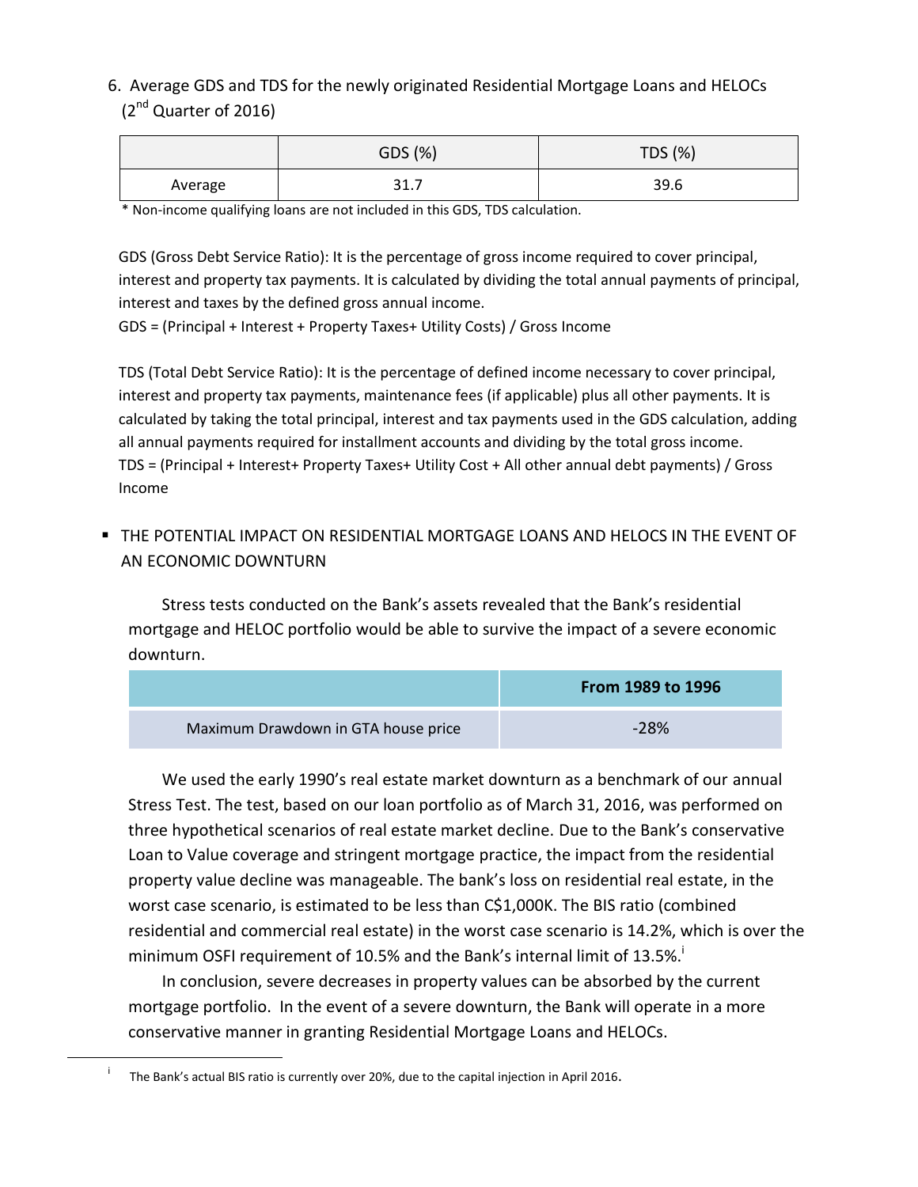6. Average GDS and TDS for the newly originated Residential Mortgage Loans and HELOCs (2nd Quarter of 2016)

| | GDS (%) | TDS (%) |
|---|---|---|
| Average | 31.7 | 39.6 |

\* Non-income qualifying loans are not included in this GDS, TDS calculation.

GDS (Gross Debt Service Ratio): It is the percentage of gross income required to cover principal, interest and property tax payments. It is calculated by dividing the total annual payments of principal, interest and taxes by the defined gross annual income.
GDS = (Principal + Interest + Property Taxes+ Utility Costs) / Gross Income

TDS (Total Debt Service Ratio): It is the percentage of defined income necessary to cover principal, interest and property tax payments, maintenance fees (if applicable) plus all other payments. It is calculated by taking the total principal, interest and tax payments used in the GDS calculation, adding all annual payments required for installment accounts and dividing by the total gross income.
TDS = (Principal + Interest+ Property Taxes+ Utility Cost + All other annual debt payments) / Gross Income

- THE POTENTIAL IMPACT ON RESIDENTIAL MORTGAGE LOANS AND HELOCS IN THE EVENT OF AN ECONOMIC DOWNTURN

Stress tests conducted on the Bank's assets revealed that the Bank's residential mortgage and HELOC portfolio would be able to survive the impact of a severe economic downturn.

| | From 1989 to 1996 |
|---|---|
| Maximum Drawdown in GTA house price | -28% |

We used the early 1990's real estate market downturn as a benchmark of our annual Stress Test. The test, based on our loan portfolio as of March 31, 2016, was performed on three hypothetical scenarios of real estate market decline. Due to the Bank's conservative Loan to Value coverage and stringent mortgage practice, the impact from the residential property value decline was manageable. The bank's loss on residential real estate, in the worst case scenario, is estimated to be less than C$1,000K. The BIS ratio (combined residential and commercial real estate) in the worst case scenario is 14.2%, which is over the minimum OSFI requirement of 10.5% and the Bank's internal limit of 13.5%.[i]

In conclusion, severe decreases in property values can be absorbed by the current mortgage portfolio. In the event of a severe downturn, the Bank will operate in a more conservative manner in granting Residential Mortgage Loans and HELOCs.

[i] The Bank's actual BIS ratio is currently over 20%, due to the capital injection in April 2016.